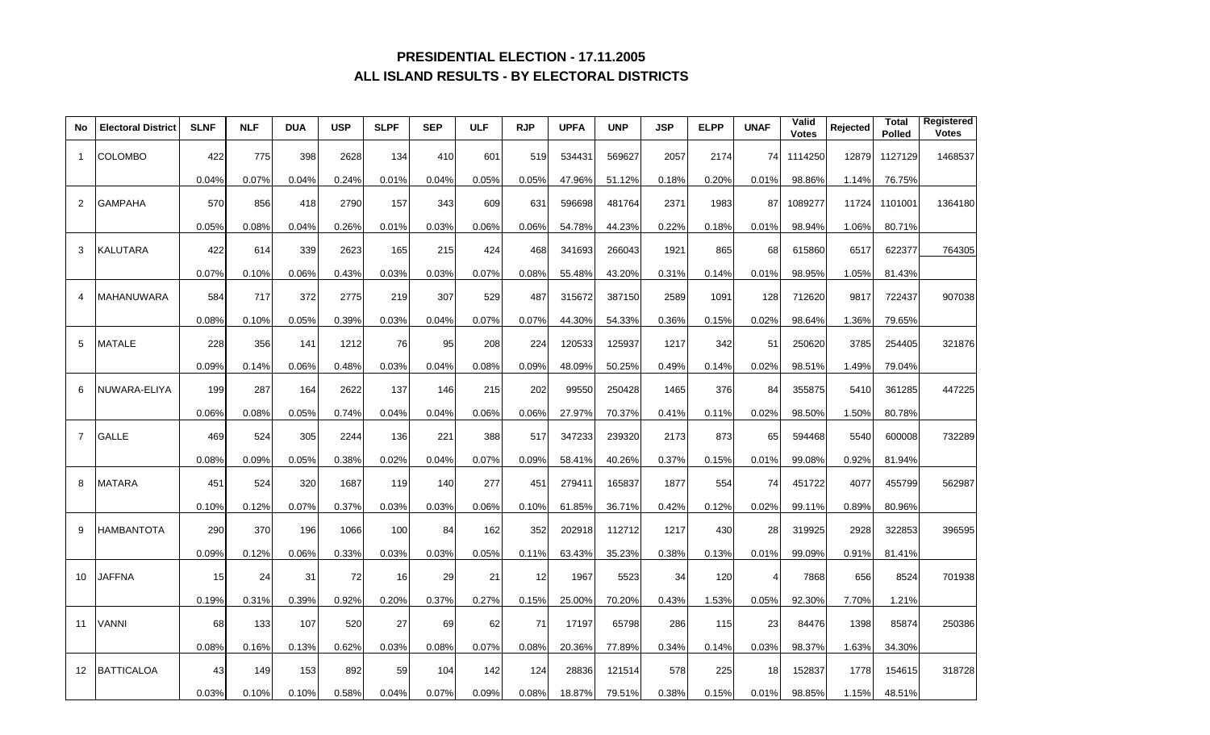# PRESIDENTIAL ELECTION - 17.11.2005

## ALL ISLAND RESULTS - BY ELECTORAL DISTRICTS

| No | Electoral District | SLNF | NLF | DUA | USP | SLPF | SEP | ULF | RJP | UPFA | UNP | JSP | ELPP | UNAF | Valid Votes | Rejected | Total Polled | Registered Votes |
|---|---|---|---|---|---|---|---|---|---|---|---|---|---|---|---|---|---|---|
| 1 | COLOMBO | 422 | 775 | 398 | 2628 | 134 | 410 | 601 | 519 | 534431 | 569627 | 2057 | 2174 | 74 | 1114250 | 12879 | 1127129 | 1468537 |
| | | 0.04% | 0.07% | 0.04% | 0.24% | 0.01% | 0.04% | 0.05% | 0.05% | 47.96% | 51.12% | 0.18% | 0.20% | 0.01% | 98.86% | 1.14% | 76.75% | |
| 2 | GAMPAHA | 570 | 856 | 418 | 2790 | 157 | 343 | 609 | 631 | 596698 | 481764 | 2371 | 1983 | 87 | 1089277 | 11724 | 1101001 | 1364180 |
| | | 0.05% | 0.08% | 0.04% | 0.26% | 0.01% | 0.03% | 0.06% | 0.06% | 54.78% | 44.23% | 0.22% | 0.18% | 0.01% | 98.94% | 1.06% | 80.71% | |
| 3 | KALUTARA | 422 | 614 | 339 | 2623 | 165 | 215 | 424 | 468 | 341693 | 266043 | 1921 | 865 | 68 | 615860 | 6517 | 622377 | 764305 |
| | | 0.07% | 0.10% | 0.06% | 0.43% | 0.03% | 0.03% | 0.07% | 0.08% | 55.48% | 43.20% | 0.31% | 0.14% | 0.01% | 98.95% | 1.05% | 81.43% | |
| 4 | MAHANUWARA | 584 | 717 | 372 | 2775 | 219 | 307 | 529 | 487 | 315672 | 387150 | 2589 | 1091 | 128 | 712620 | 9817 | 722437 | 907038 |
| | | 0.08% | 0.10% | 0.05% | 0.39% | 0.03% | 0.04% | 0.07% | 0.07% | 44.30% | 54.33% | 0.36% | 0.15% | 0.02% | 98.64% | 1.36% | 79.65% | |
| 5 | MATALE | 228 | 356 | 141 | 1212 | 76 | 95 | 208 | 224 | 120533 | 125937 | 1217 | 342 | 51 | 250620 | 3785 | 254405 | 321876 |
| | | 0.09% | 0.14% | 0.06% | 0.48% | 0.03% | 0.04% | 0.08% | 0.09% | 48.09% | 50.25% | 0.49% | 0.14% | 0.02% | 98.51% | 1.49% | 79.04% | |
| 6 | NUWARA-ELIYA | 199 | 287 | 164 | 2622 | 137 | 146 | 215 | 202 | 99550 | 250428 | 1465 | 376 | 84 | 355875 | 5410 | 361285 | 447225 |
| | | 0.06% | 0.08% | 0.05% | 0.74% | 0.04% | 0.04% | 0.06% | 0.06% | 27.97% | 70.37% | 0.41% | 0.11% | 0.02% | 98.50% | 1.50% | 80.78% | |
| 7 | GALLE | 469 | 524 | 305 | 2244 | 136 | 221 | 388 | 517 | 347233 | 239320 | 2173 | 873 | 65 | 594468 | 5540 | 600008 | 732289 |
| | | 0.08% | 0.09% | 0.05% | 0.38% | 0.02% | 0.04% | 0.07% | 0.09% | 58.41% | 40.26% | 0.37% | 0.15% | 0.01% | 99.08% | 0.92% | 81.94% | |
| 8 | MATARA | 451 | 524 | 320 | 1687 | 119 | 140 | 277 | 451 | 279411 | 165837 | 1877 | 554 | 74 | 451722 | 4077 | 455799 | 562987 |
| | | 0.10% | 0.12% | 0.07% | 0.37% | 0.03% | 0.03% | 0.06% | 0.10% | 61.85% | 36.71% | 0.42% | 0.12% | 0.02% | 99.11% | 0.89% | 80.96% | |
| 9 | HAMBANTOTA | 290 | 370 | 196 | 1066 | 100 | 84 | 162 | 352 | 202918 | 112712 | 1217 | 430 | 28 | 319925 | 2928 | 322853 | 396595 |
| | | 0.09% | 0.12% | 0.06% | 0.33% | 0.03% | 0.03% | 0.05% | 0.11% | 63.43% | 35.23% | 0.38% | 0.13% | 0.01% | 99.09% | 0.91% | 81.41% | |
| 10 | JAFFNA | 15 | 24 | 31 | 72 | 16 | 29 | 21 | 12 | 1967 | 5523 | 34 | 120 | 4 | 7868 | 656 | 8524 | 701938 |
| | | 0.19% | 0.31% | 0.39% | 0.92% | 0.20% | 0.37% | 0.27% | 0.15% | 25.00% | 70.20% | 0.43% | 1.53% | 0.05% | 92.30% | 7.70% | 1.21% | |
| 11 | VANNI | 68 | 133 | 107 | 520 | 27 | 69 | 62 | 71 | 17197 | 65798 | 286 | 115 | 23 | 84476 | 1398 | 85874 | 250386 |
| | | 0.08% | 0.16% | 0.13% | 0.62% | 0.03% | 0.08% | 0.07% | 0.08% | 20.36% | 77.89% | 0.34% | 0.14% | 0.03% | 98.37% | 1.63% | 34.30% | |
| 12 | BATTICALOA | 43 | 149 | 153 | 892 | 59 | 104 | 142 | 124 | 28836 | 121514 | 578 | 225 | 18 | 152837 | 1778 | 154615 | 318728 |
| | | 0.03% | 0.10% | 0.10% | 0.58% | 0.04% | 0.07% | 0.09% | 0.08% | 18.87% | 79.51% | 0.38% | 0.15% | 0.01% | 98.85% | 1.15% | 48.51% | |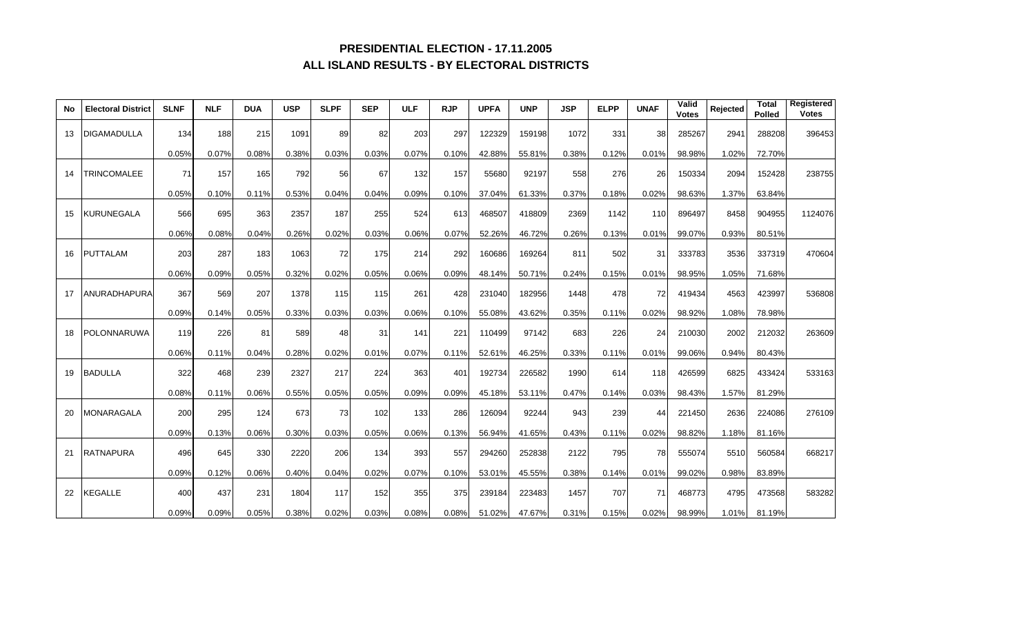## PRESIDENTIAL ELECTION - 17.11.2005
## ALL ISLAND RESULTS - BY ELECTORAL DISTRICTS

| No | Electoral District | SLNF | NLF | DUA | USP | SLPF | SEP | ULF | RJP | UPFA | UNP | JSP | ELPP | UNAF | Valid Votes | Rejected | Total Polled | Registered Votes |
|---|---|---|---|---|---|---|---|---|---|---|---|---|---|---|---|---|---|---|
| 13 | DIGAMADULLA | 134 | 188 | 215 | 1091 | 89 | 82 | 203 | 297 | 122329 | 159198 | 1072 | 331 | 38 | 285267 | 2941 | 288208 | 396453 |
| | | 0.05% | 0.07% | 0.08% | 0.38% | 0.03% | 0.03% | 0.07% | 0.10% | 42.88% | 55.81% | 0.38% | 0.12% | 0.01% | 98.98% | 1.02% | 72.70% | |
| 14 | TRINCOMALEE | 71 | 157 | 165 | 792 | 56 | 67 | 132 | 157 | 55680 | 92197 | 558 | 276 | 26 | 150334 | 2094 | 152428 | 238755 |
| | | 0.05% | 0.10% | 0.11% | 0.53% | 0.04% | 0.04% | 0.09% | 0.10% | 37.04% | 61.33% | 0.37% | 0.18% | 0.02% | 98.63% | 1.37% | 63.84% | |
| 15 | KURUNEGALA | 566 | 695 | 363 | 2357 | 187 | 255 | 524 | 613 | 468507 | 418809 | 2369 | 1142 | 110 | 896497 | 8458 | 904955 | 1124076 |
| | | 0.06% | 0.08% | 0.04% | 0.26% | 0.02% | 0.03% | 0.06% | 0.07% | 52.26% | 46.72% | 0.26% | 0.13% | 0.01% | 99.07% | 0.93% | 80.51% | |
| 16 | PUTTALAM | 203 | 287 | 183 | 1063 | 72 | 175 | 214 | 292 | 160686 | 169264 | 811 | 502 | 31 | 333783 | 3536 | 337319 | 470604 |
| | | 0.06% | 0.09% | 0.05% | 0.32% | 0.02% | 0.05% | 0.06% | 0.09% | 48.14% | 50.71% | 0.24% | 0.15% | 0.01% | 98.95% | 1.05% | 71.68% | |
| 17 | ANURADHAPURA | 367 | 569 | 207 | 1378 | 115 | 115 | 261 | 428 | 231040 | 182956 | 1448 | 478 | 72 | 419434 | 4563 | 423997 | 536808 |
| | | 0.09% | 0.14% | 0.05% | 0.33% | 0.03% | 0.03% | 0.06% | 0.10% | 55.08% | 43.62% | 0.35% | 0.11% | 0.02% | 98.92% | 1.08% | 78.98% | |
| 18 | POLONNARUWA | 119 | 226 | 81 | 589 | 48 | 31 | 141 | 221 | 110499 | 97142 | 683 | 226 | 24 | 210030 | 2002 | 212032 | 263609 |
| | | 0.06% | 0.11% | 0.04% | 0.28% | 0.02% | 0.01% | 0.07% | 0.11% | 52.61% | 46.25% | 0.33% | 0.11% | 0.01% | 99.06% | 0.94% | 80.43% | |
| 19 | BADULLA | 322 | 468 | 239 | 2327 | 217 | 224 | 363 | 401 | 192734 | 226582 | 1990 | 614 | 118 | 426599 | 6825 | 433424 | 533163 |
| | | 0.08% | 0.11% | 0.06% | 0.55% | 0.05% | 0.05% | 0.09% | 0.09% | 45.18% | 53.11% | 0.47% | 0.14% | 0.03% | 98.43% | 1.57% | 81.29% | |
| 20 | MONARAGALA | 200 | 295 | 124 | 673 | 73 | 102 | 133 | 286 | 126094 | 92244 | 943 | 239 | 44 | 221450 | 2636 | 224086 | 276109 |
| | | 0.09% | 0.13% | 0.06% | 0.30% | 0.03% | 0.05% | 0.06% | 0.13% | 56.94% | 41.65% | 0.43% | 0.11% | 0.02% | 98.82% | 1.18% | 81.16% | |
| 21 | RATNAPURA | 496 | 645 | 330 | 2220 | 206 | 134 | 393 | 557 | 294260 | 252838 | 2122 | 795 | 78 | 555074 | 5510 | 560584 | 668217 |
| | | 0.09% | 0.12% | 0.06% | 0.40% | 0.04% | 0.02% | 0.07% | 0.10% | 53.01% | 45.55% | 0.38% | 0.14% | 0.01% | 99.02% | 0.98% | 83.89% | |
| 22 | KEGALLE | 400 | 437 | 231 | 1804 | 117 | 152 | 355 | 375 | 239184 | 223483 | 1457 | 707 | 71 | 468773 | 4795 | 473568 | 583282 |
| | | 0.09% | 0.09% | 0.05% | 0.38% | 0.02% | 0.03% | 0.08% | 0.08% | 51.02% | 47.67% | 0.31% | 0.15% | 0.02% | 98.99% | 1.01% | 81.19% | |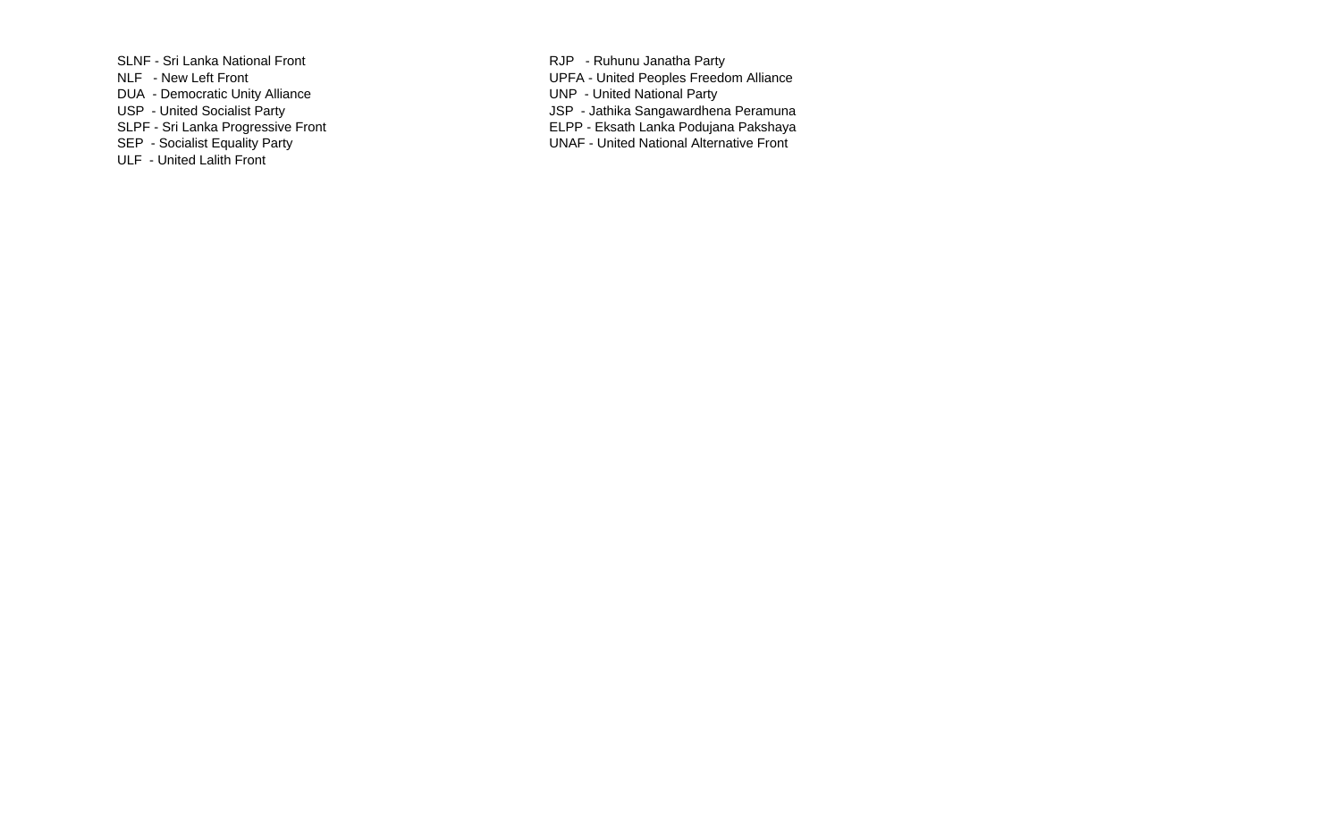SLNF - Sri Lanka National Front
NLF - New Left Front
DUA - Democratic Unity Alliance
USP - United Socialist Party
SLPF - Sri Lanka Progressive Front
SEP - Socialist Equality Party
ULF - United Lalith Front

RJP - Ruhunu Janatha Party
UPFA - United Peoples Freedom Alliance
UNP - United National Party
JSP - Jathika Sangawardhena Peramuna
ELPP - Eksath Lanka Podujana Pakshaya
UNAF - United National Alternative Front